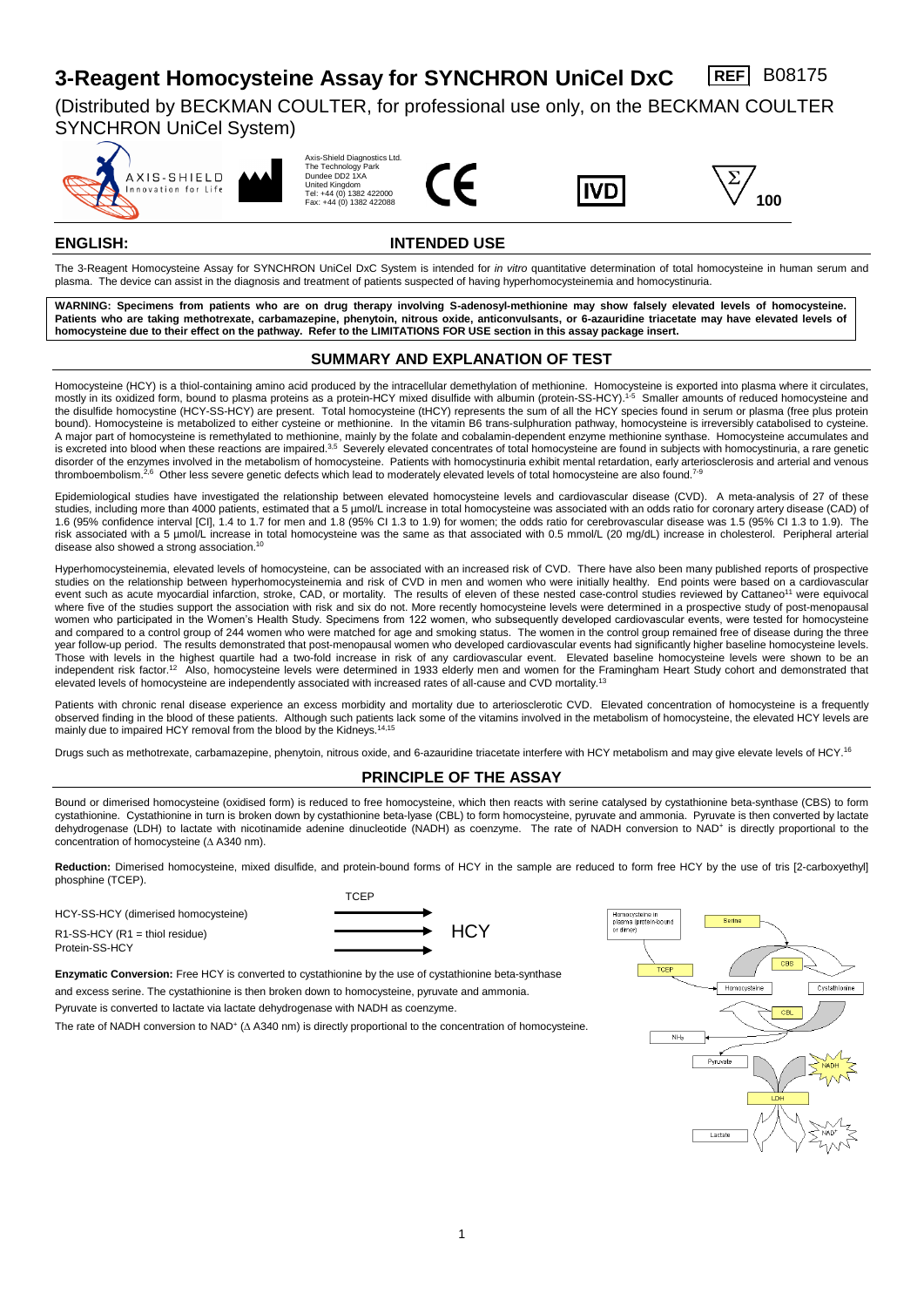# 3-Reagent Homocysteine Assay for SYNCHRON UniCel DxC

REF B08175

(Distributed by BECKMAN COULTER, for professional use only, on the BECKMAN COULTER SYNCHRON UniCel System)

AXIS-SHIELD Innovation for Life

Axis-Shield Diagnostics Ltd.
The Technology Park
Dundee DD2 1XA
United Kingdom
Tel: +44 (0) 1382 422000
Fax: +44 (0) 1382 422088

CE IVD Σ 100

**ENGLISH:**

## INTENDED USE

The 3-Reagent Homocysteine Assay for SYNCHRON UniCel DxC System is intended for *in vitro* quantitative determination of total homocysteine in human serum and plasma. The device can assist in the diagnosis and treatment of patients suspected of having hyperhomocysteinemia and homocystinuria.

**WARNING: Specimens from patients who are on drug therapy involving S-adenosyl-methionine may show falsely elevated levels of homocysteine. Patients who are taking methotrexate, carbamazepine, phenytoin, nitrous oxide, anticonvulsants, or 6-azauridine triacetate may have elevated levels of homocysteine due to their effect on the pathway. Refer to the LIMITATIONS FOR USE section in this assay package insert.**

## SUMMARY AND EXPLANATION OF TEST

Homocysteine (HCY) is a thiol-containing amino acid produced by the intracellular demethylation of methionine. Homocysteine is exported into plasma where it circulates, mostly in its oxidized form, bound to plasma proteins as a protein-HCY mixed disulfide with albumin (protein-SS-HCY).[1-5] Smaller amounts of reduced homocysteine and the disulfide homocysteine (HCY-SS-HCY) are present. Total homocysteine (tHCY) represents the sum of all the HCY species found in serum or plasma (free plus protein bound). Homocysteine is metabolized to either cysteine or methionine. In the vitamin B6 trans-sulphuration pathway, homocysteine is irreversibly catabolised to cysteine. A major part of homocysteine is remethylated to methionine, mainly by the folate and cobalamin-dependent enzyme methionine synthase. Homocysteine accumulates and is excreted into blood when these reactions are impaired.[3,5] Severely elevated concentrates of total homocysteine are found in subjects with homocystinuria, a rare genetic disorder of the enzymes involved in the metabolism of homocysteine. Patients with homocystinuria exhibit mental retardation, early arteriosclerosis and arterial and venous thromboembolism.[2,6] Other less severe genetic defects which lead to moderately elevated levels of total homocysteine are also found.[7-9]

Epidemiological studies have investigated the relationship between elevated homocysteine levels and cardiovascular disease (CVD). A meta-analysis of 27 of these studies, including more than 4000 patients, estimated that a 5 µmol/L increase in total homocysteine was associated with an odds ratio for coronary artery disease (CAD) of 1.6 (95% confidence interval [CI], 1.4 to 1.7 for men and 1.8 (95% CI 1.3 to 1.9) for women; the odds ratio for cerebrovascular disease was 1.5 (95% CI 1.3 to 1.9). The risk associated with a 5 µmol/L increase in total homocysteine was the same as that associated with 0.5 mmol/L (20 mg/dL) increase in cholesterol. Peripheral arterial disease also showed a strong association.[10]

Hyperhomocysteinemia, elevated levels of homocysteine, can be associated with an increased risk of CVD. There have also been many published reports of prospective studies on the relationship between hyperhomocysteinemia and risk of CVD in men and women who were initially healthy. End points were based on a cardiovascular event such as acute myocardial infarction, stroke, CAD, or mortality. The results of eleven of these nested case-control studies reviewed by Cattaneo[11] were equivocal where five of the studies support the association with risk and six do not. More recently homocysteine levels were determined in a prospective study of post-menopausal women who participated in the Women's Health Study. Specimens from 122 women, who subsequently developed cardiovascular events, were tested for homocysteine and compared to a control group of 244 women who were matched for age and smoking status. The women in the control group remained free of disease during the three year follow-up period. The results demonstrated that post-menopausal women who developed cardiovascular events had significantly higher baseline homocysteine levels. Those with levels in the highest quartile had a two-fold increase in risk of any cardiovascular event. Elevated baseline homocysteine levels were shown to be an independent risk factor.[12] Also, homocysteine levels were determined in 1933 elderly men and women for the Framingham Heart Study cohort and demonstrated that elevated levels of homocysteine are independently associated with increased rates of all-cause and CVD mortality.[13]

Patients with chronic renal disease experience an excess morbidity and mortality due to arteriosclerotic CVD. Elevated concentration of homocysteine is a frequently observed finding in the blood of these patients. Although such patients lack some of the vitamins involved in the metabolism of homocysteine, the elevated HCY levels are mainly due to impaired HCY removal from the blood by the Kidneys.[14,15]

Drugs such as methotrexate, carbamazepine, phenytoin, nitrous oxide, and 6-azauridine triacetate interfere with HCY metabolism and may give elevate levels of HCY.[16]

## PRINCIPLE OF THE ASSAY

Bound or dimerised homocysteine (oxidised form) is reduced to free homocysteine, which then reacts with serine catalysed by cystathionine beta-synthase (CBS) to form cystathionine. Cystathionine in turn is broken down by cystathionine beta-lyase (CBL) to form homocysteine, pyruvate and ammonia. Pyruvate is then converted by lactate dehydrogenase (LDH) to lactate with nicotinamide adenine dinucleotide (NADH) as coenzyme. The rate of NADH conversion to $NAD^+$ is directly proportional to the concentration of homocysteine ($\Delta$ A340 nm).

**Reduction:** Dimerised homocysteine, mixed disulfide, and protein-bound forms of HCY in the sample are reduced to form free HCY by the use of tris [2-carboxyethyl] phosphine (TCEP).

HCY-SS-HCY (dimerised homocysteine) —TCEP→ HCY
R1-SS-HCY (R1 = thiol residue) —TCEP→ HCY
Protein-SS-HCY —TCEP→ HCY

**Enzymatic Conversion:** Free HCY is converted to cystathionine by the use of cystathionine beta-synthase and excess serine. The cystathionine is then broken down to homocysteine, pyruvate and ammonia. Pyruvate is converted to lactate via lactate dehydrogenase with NADH as coenzyme.

The rate of NADH conversion to $NAD^+$ ($\Delta$ A340 nm) is directly proportional to the concentration of homocysteine.

Homocysteine in plasma (protein-bound or dimer) → TCEP → Homocysteine; Serine → CBS → Cystathionine; Cystathionine → CBL → Homocysteine, $NH_3$, Pyruvate; Pyruvate + NADH → LDH → Lactate + $NAD^+$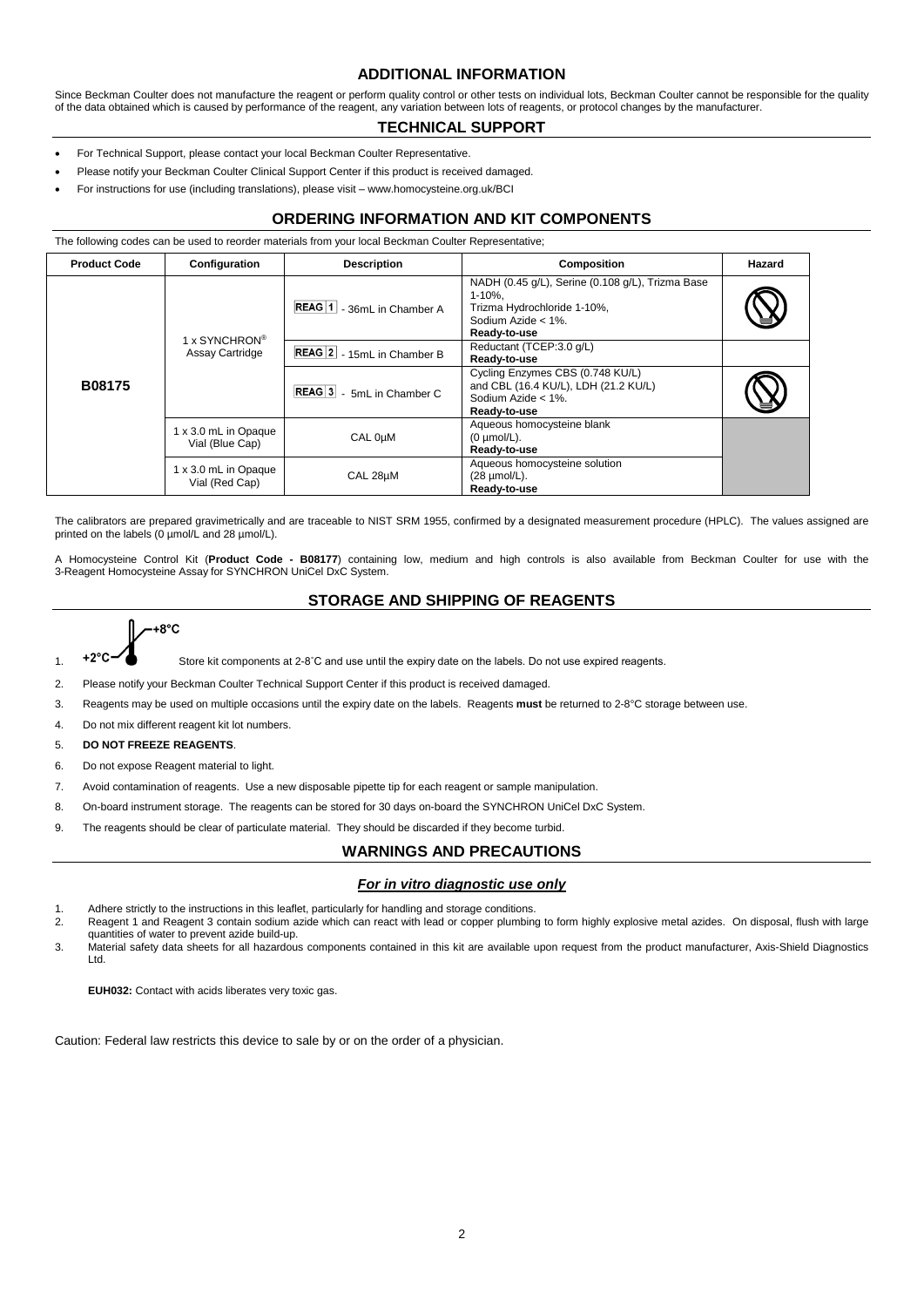## ADDITIONAL INFORMATION

Since Beckman Coulter does not manufacture the reagent or perform quality control or other tests on individual lots, Beckman Coulter cannot be responsible for the quality of the data obtained which is caused by performance of the reagent, any variation between lots of reagents, or protocol changes by the manufacturer.

## TECHNICAL SUPPORT

- For Technical Support, please contact your local Beckman Coulter Representative.
- Please notify your Beckman Coulter Clinical Support Center if this product is received damaged.
- For instructions for use (including translations), please visit – www.homocysteine.org.uk/BCI

## ORDERING INFORMATION AND KIT COMPONENTS

The following codes can be used to reorder materials from your local Beckman Coulter Representative;

| Product Code | Configuration | Description | Composition | Hazard |
|---|---|---|---|---|
| B08175 | 1 x SYNCHRON® Assay Cartridge | REAG 1 - 36mL in Chamber A | NADH (0.45 g/L), Serine (0.108 g/L), Trizma Base 1-10%, Trizma Hydrochloride 1-10%, Sodium Azide < 1%. **Ready-to-use** | |
| | | REAG 2 - 15mL in Chamber B | Reductant (TCEP:3.0 g/L) **Ready-to-use** | |
| | | REAG 3 - 5mL in Chamber C | Cycling Enzymes CBS (0.748 KU/L) and CBL (16.4 KU/L), LDH (21.2 KU/L) Sodium Azide < 1%. **Ready-to-use** | |
| | 1 x 3.0 mL in Opaque Vial (Blue Cap) | CAL 0µM | Aqueous homocysteine blank (0 µmol/L). **Ready-to-use** | |
| | 1 x 3.0 mL in Opaque Vial (Red Cap) | CAL 28µM | Aqueous homocysteine solution (28 µmol/L). **Ready-to-use** | |

The calibrators are prepared gravimetrically and are traceable to NIST SRM 1955, confirmed by a designated measurement procedure (HPLC). The values assigned are printed on the labels (0 µmol/L and 28 µmol/L).

A Homocysteine Control Kit (**Product Code - B08177**) containing low, medium and high controls is also available from Beckman Coulter for use with the 3-Reagent Homocysteine Assay for SYNCHRON UniCel DxC System.

## STORAGE AND SHIPPING OF REAGENTS

1. +2°C – +8°C Store kit components at 2-8˚C and use until the expiry date on the labels. Do not use expired reagents.
2. Please notify your Beckman Coulter Technical Support Center if this product is received damaged.
3. Reagents may be used on multiple occasions until the expiry date on the labels. Reagents **must** be returned to 2-8°C storage between use.
4. Do not mix different reagent kit lot numbers.
5. **DO NOT FREEZE REAGENTS**.
6. Do not expose Reagent material to light.
7. Avoid contamination of reagents. Use a new disposable pipette tip for each reagent or sample manipulation.
8. On-board instrument storage. The reagents can be stored for 30 days on-board the SYNCHRON UniCel DxC System.
9. The reagents should be clear of particulate material. They should be discarded if they become turbid.

## WARNINGS AND PRECAUTIONS

***For in vitro diagnostic use only***

1. Adhere strictly to the instructions in this leaflet, particularly for handling and storage conditions.
2. Reagent 1 and Reagent 3 contain sodium azide which can react with lead or copper plumbing to form highly explosive metal azides. On disposal, flush with large quantities of water to prevent azide build-up.
3. Material safety data sheets for all hazardous components contained in this kit are available upon request from the product manufacturer, Axis-Shield Diagnostics Ltd.

**EUH032:** Contact with acids liberates very toxic gas.

Caution: Federal law restricts this device to sale by or on the order of a physician.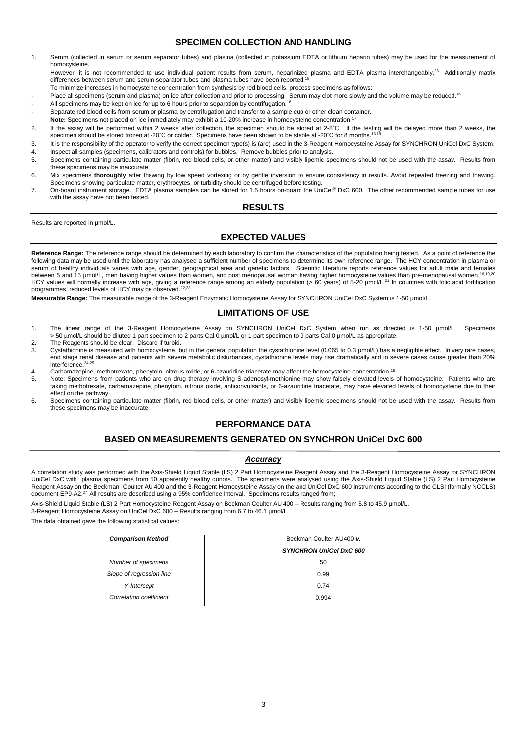## SPECIMEN COLLECTION AND HANDLING

1. Serum (collected in serum or serum separator tubes) and plasma (collected in potassium EDTA or lithium heparin tubes) may be used for the measurement of homocysteine.
   However, it is not recommended to use individual patient results from serum, heparinized plasma and EDTA plasma interchangeably.[26] Additionally matrix differences between serum and serum separator tubes and plasma tubes have been reported.[18]
   To minimize increases in homocysteine concentration from synthesis by red blood cells, process specimens as follows:
   - Place all specimens (serum and plasma) on ice after collection and prior to processing. Serum may clot more slowly and the volume may be reduced.[16]
   - All specimens may be kept on ice for up to 6 hours prior to separation by centrifugation.[16]
   - Separate red blood cells from serum or plasma by centrifugation and transfer to a sample cup or other clean container.

   **Note:** Specimens not placed on ice immediately may exhibit a 10-20% increase in homocysteine concentration.[17]
2. If the assay will be performed within 2 weeks after collection, the specimen should be stored at 2-8˚C. If the testing will be delayed more than 2 weeks, the specimen should be stored frozen at -20˚C or colder. Specimens have been shown to be stable at -20˚C for 8 months.[16,18]
3. It is the responsibility of the operator to verify the correct specimen type(s) is (are) used in the 3-Reagent Homocysteine Assay for SYNCHRON UniCel DxC System.
4. Inspect all samples (specimens, calibrators and controls) for bubbles. Remove bubbles prior to analysis.
5. Specimens containing particulate matter (fibrin, red blood cells, or other matter) and visibly lipemic specimens should not be used with the assay. Results from these specimens may be inaccurate.
6. Mix specimens **thoroughly** after thawing by low speed vortexing or by gentle inversion to ensure consistency in results. Avoid repeated freezing and thawing. Specimens showing particulate matter, erythrocytes, or turbidity should be centrifuged before testing.
7. On-board instrument storage. EDTA plasma samples can be stored for 1.5 hours on-board the UniCel® DxC 600. The other recommended sample tubes for use with the assay have not been tested.

## RESULTS

Results are reported in µmol/L.

## EXPECTED VALUES

**Reference Range:** The reference range should be determined by each laboratory to confirm the characteristics of the population being tested. As a point of reference the following data may be used until the laboratory has analysed a sufficient number of specimens to determine its own reference range. The HCY concentration in plasma or serum of healthy individuals varies with age, gender, geographical area and genetic factors. Scientific literature reports reference values for adult male and females between 5 and 15 µmol/L, men having higher values than women, and post menopausal woman having higher homocysteine values than pre-menopausal women.[16,19,20] HCY values will normally increase with age, giving a reference range among an elderly population (> 60 years) of 5-20 µmol/L.[21] In countries with folic acid fortification programmes, reduced levels of HCY may be observed.[22,23]

**Measurable Range:** The measurable range of the 3-Reagent Enzymatic Homocysteine Assay for SYNCHRON UniCel DxC System is 1-50 µmol/L.

## LIMITATIONS OF USE

1. The linear range of the 3-Reagent Homocysteine Assay on SYNCHRON UniCel DxC System when run as directed is 1-50 µmol/L. Specimens > 50 µmol/L should be diluted 1 part specimen to 2 parts Cal 0 µmol/L or 1 part specimen to 9 parts Cal 0 µmol/L as appropriate.
2. The Reagents should be clear. Discard if turbid.
3. Cystathionine is measured with homocysteine, but in the general population the cystathionine level (0.065 to 0.3 µmol/L) has a negligible effect. In very rare cases, end stage renal disease and patients with severe metabolic disturbances, cystathionine levels may rise dramatically and in severe cases cause greater than 20% interference.[24,25]
4. Carbamazepine, methotrexate, phenytoin, nitrous oxide, or 6-azauridine triacetate may affect the homocysteine concentration.[16]
5. Note: Specimens from patients who are on drug therapy involving S-adenosyl-methionine may show falsely elevated levels of homocysteine. Patients who are taking methotrexate, carbamazepine, phenytoin, nitrous oxide, anticonvulsants, or 6-azauridine triacetate, may have elevated levels of homocysteine due to their effect on the pathway.
6. Specimens containing particulate matter (fibrin, red blood cells, or other matter) and visibly lipemic specimens should not be used with the assay. Results from these specimens may be inaccurate.

## PERFORMANCE DATA

## BASED ON MEASUREMENTS GENERATED ON SYNCHRON UniCel DxC 600

### *Accuracy*

A correlation study was performed with the Axis-Shield Liquid Stable (LS) 2 Part Homocysteine Reagent Assay and the 3-Reagent Homocysteine Assay for SYNCHRON UniCel DxC with plasma specimens from 50 apparently healthy donors. The specimens were analysed using the Axis-Shield Liquid Stable (LS) 2 Part Homocysteine Reagent Assay on the Beckman Coulter AU 400 and the 3-Reagent Homocysteine Assay on the and UniCel DxC 600 instruments according to the CLSI (formally NCCLS) document EP9-A2.[27] All results are described using a 95% confidence Interval. Specimens results ranged from;

Axis-Shield Liquid Stable (LS) 2 Part Homocysteine Reagent Assay on Beckman Coulter AU 400 – Results ranging from 5.8 to 45.9 µmol/L.
3-Reagent Homocysteine Assay on UniCel DxC 600 – Results ranging from 6.7 to 46.1 µmol/L.

The data obtained gave the following statistical values:

| *Comparison Method* | Beckman Coulter AU400 ***v.*** ***SYNCHRON UniCel DxC 600*** |
|---|---|
| *Number of specimens* | 50 |
| *Slope of regression line* | 0.99 |
| *Y-Intercept* | 0.74 |
| *Correlation coefficient* | 0.994 |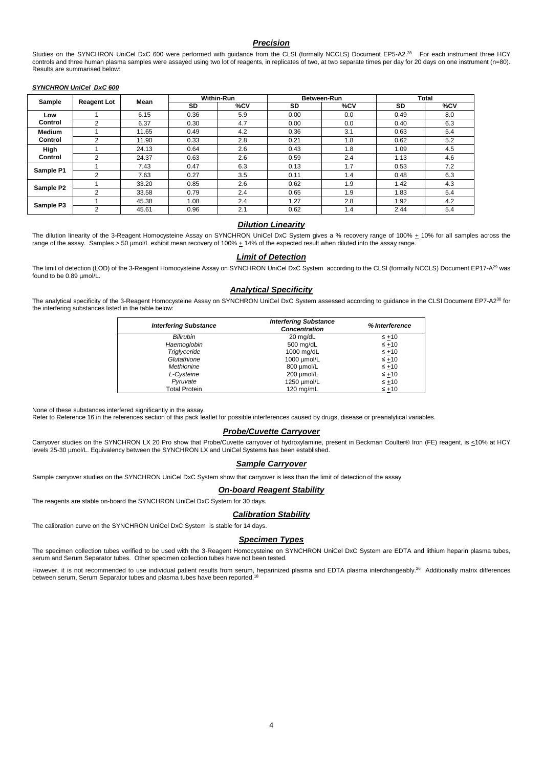## *Precision*

Studies on the SYNCHRON UniCel DxC 600 were performed with guidance from the CLSI (formally NCCLS) Document EP5-A2.[28] For each instrument three HCY controls and three human plasma samples were assayed using two lot of reagents, in replicates of two, at two separate times per day for 20 days on one instrument (n=80). Results are summarised below:

***SYNCHRON UniCel DxC 600***

| Sample | Reagent Lot | Mean | Within-Run | | Between-Run | | Total | |
|---|---|---|---|---|---|---|---|---|
| | | | SD | %CV | SD | %CV | SD | %CV |
| Low Control | 1 | 6.15 | 0.36 | 5.9 | 0.00 | 0.0 | 0.49 | 8.0 |
| | 2 | 6.37 | 0.30 | 4.7 | 0.00 | 0.0 | 0.40 | 6.3 |
| Medium Control | 1 | 11.65 | 0.49 | 4.2 | 0.36 | 3.1 | 0.63 | 5.4 |
| | 2 | 11.90 | 0.33 | 2.8 | 0.21 | 1.8 | 0.62 | 5.2 |
| High Control | 1 | 24.13 | 0.64 | 2.6 | 0.43 | 1.8 | 1.09 | 4.5 |
| | 2 | 24.37 | 0.63 | 2.6 | 0.59 | 2.4 | 1.13 | 4.6 |
| Sample P1 | 1 | 7.43 | 0.47 | 6.3 | 0.13 | 1.7 | 0.53 | 7.2 |
| | 2 | 7.63 | 0.27 | 3.5 | 0.11 | 1.4 | 0.48 | 6.3 |
| Sample P2 | 1 | 33.20 | 0.85 | 2.6 | 0.62 | 1.9 | 1.42 | 4.3 |
| | 2 | 33.58 | 0.79 | 2.4 | 0.65 | 1.9 | 1.83 | 5.4 |
| Sample P3 | 1 | 45.38 | 1.08 | 2.4 | 1.27 | 2.8 | 1.92 | 4.2 |
| | 2 | 45.61 | 0.96 | 2.1 | 0.62 | 1.4 | 2.44 | 5.4 |

## *Dilution Linearity*

The dilution linearity of the 3-Reagent Homocysteine Assay on SYNCHRON UniCel DxC System gives a % recovery range of 100% ± 10% for all samples across the range of the assay. Samples > 50 µmol/L exhibit mean recovery of 100% ± 14% of the expected result when diluted into the assay range.

## *Limit of Detection*

The limit of detection (LOD) of the 3-Reagent Homocysteine Assay on SYNCHRON UniCel DxC System according to the CLSI (formally NCCLS) Document EP17-A[29] was found to be 0.89 µmol/L.

## *Analytical Specificity*

The analytical specificity of the 3-Reagent Homocysteine Assay on SYNCHRON UniCel DxC System assessed according to guidance in the CLSI Document EP7-A2[30] for the interfering substances listed in the table below:

| *Interfering Substance* | *Interfering Substance Concentration* | *% Interference* |
|---|---|---|
| *Bilirubin* | 20 mg/dL | ≤ ±10 |
| *Haemoglobin* | 500 mg/dL | ≤ ±10 |
| *Triglyceride* | 1000 mg/dL | ≤ ±10 |
| *Glutathione* | 1000 µmol/L | ≤ ±10 |
| *Methionine* | 800 µmol/L | ≤ ±10 |
| *L-Cysteine* | 200 µmol/L | ≤ ±10 |
| *Pyruvate* | 1250 µmol/L | ≤ ±10 |
| Total Protein | 120 mg/mL | ≤ ±10 |

None of these substances interfered significantly in the assay.
Refer to Reference 16 in the references section of this pack leaflet for possible interferences caused by drugs, disease or preanalytical variables.

## *Probe/Cuvette Carryover*

Carryover studies on the SYNCHRON LX 20 Pro show that Probe/Cuvette carryover of hydroxylamine, present in Beckman Coulter® Iron (FE) reagent, is ≤10% at HCY levels 25-30 µmol/L. Equivalency between the SYNCHRON LX and UniCel Systems has been established.

## *Sample Carryover*

Sample carryover studies on the SYNCHRON UniCel DxC System show that carryover is less than the limit of detection of the assay.

## *On-board Reagent Stability*

The reagents are stable on-board the SYNCHRON UniCel DxC System for 30 days.

## *Calibration Stability*

The calibration curve on the SYNCHRON UniCel DxC System is stable for 14 days.

## *Specimen Types*

The specimen collection tubes verified to be used with the 3-Reagent Homocysteine on SYNCHRON UniCel DxC System are EDTA and lithium heparin plasma tubes, serum and Serum Separator tubes. Other specimen collection tubes have not been tested.

However, it is not recommended to use individual patient results from serum, heparinized plasma and EDTA plasma interchangeably.[26] Additionally matrix differences between serum, Serum Separator tubes and plasma tubes have been reported.[18]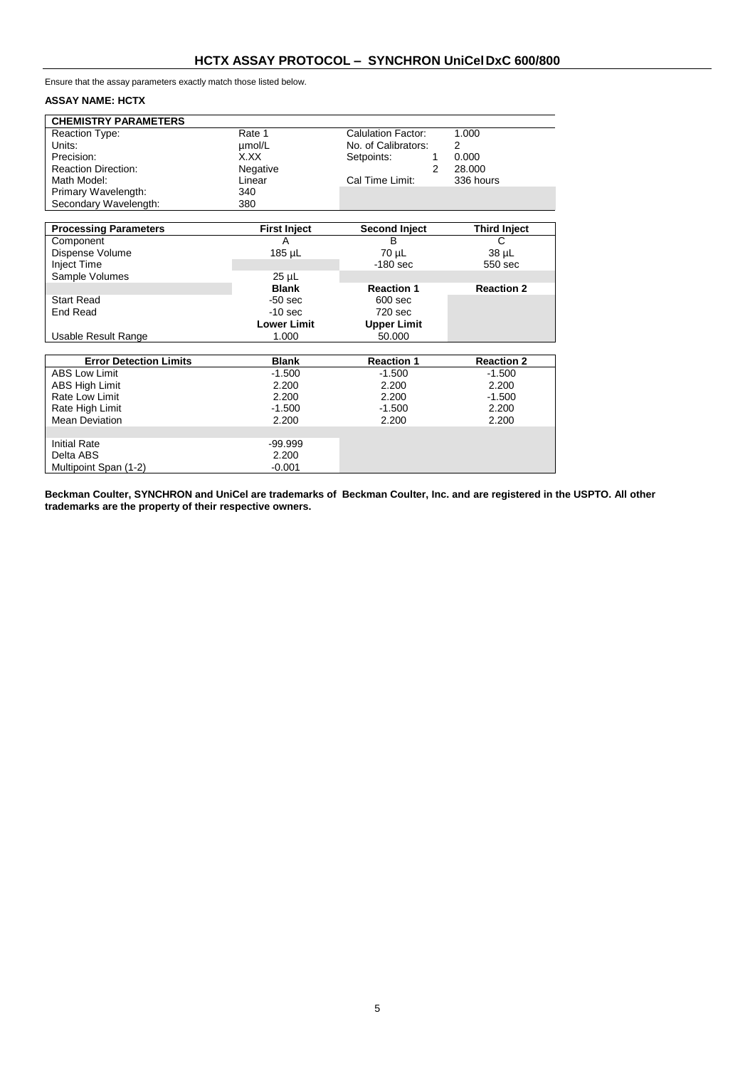## HCTX ASSAY PROTOCOL – SYNCHRON UniCel DxC 600/800

Ensure that the assay parameters exactly match those listed below.

**ASSAY NAME: HCTX**

| CHEMISTRY PARAMETERS | | | |
|---|---|---|---|
| Reaction Type: | Rate 1 | Calulation Factor: | 1.000 |
| Units: | µmol/L | No. of Calibrators: | 2 |
| Precision: | X.XX | Setpoints: 1 | 0.000 |
| Reaction Direction: | Negative | 2 | 28.000 |
| Math Model: | Linear | Cal Time Limit: | 336 hours |
| Primary Wavelength: | 340 | | |
| Secondary Wavelength: | 380 | | |

| Processing Parameters | First Inject | Second Inject | Third Inject |
|---|---|---|---|
| Component | A | B | C |
| Dispense Volume | 185 µL | 70 µL | 38 µL |
| Inject Time | | -180 sec | 550 sec |
| Sample Volumes | 25 µL | | |
| | **Blank** | **Reaction 1** | **Reaction 2** |
| Start Read | -50 sec | 600 sec | |
| End Read | -10 sec | 720 sec | |
| | **Lower Limit** | **Upper Limit** | |
| Usable Result Range | 1.000 | 50.000 | |

| Error Detection Limits | Blank | Reaction 1 | Reaction 2 |
|---|---|---|---|
| ABS Low Limit | -1.500 | -1.500 | -1.500 |
| ABS High Limit | 2.200 | 2.200 | 2.200 |
| Rate Low Limit | 2.200 | 2.200 | -1.500 |
| Rate High Limit | -1.500 | -1.500 | 2.200 |
| Mean Deviation | 2.200 | 2.200 | 2.200 |
| | | | |
| Initial Rate | -99.999 | | |
| Delta ABS | 2.200 | | |
| Multipoint Span (1-2) | -0.001 | | |

**Beckman Coulter, SYNCHRON and UniCel are trademarks of Beckman Coulter, Inc. and are registered in the USPTO. All other trademarks are the property of their respective owners.**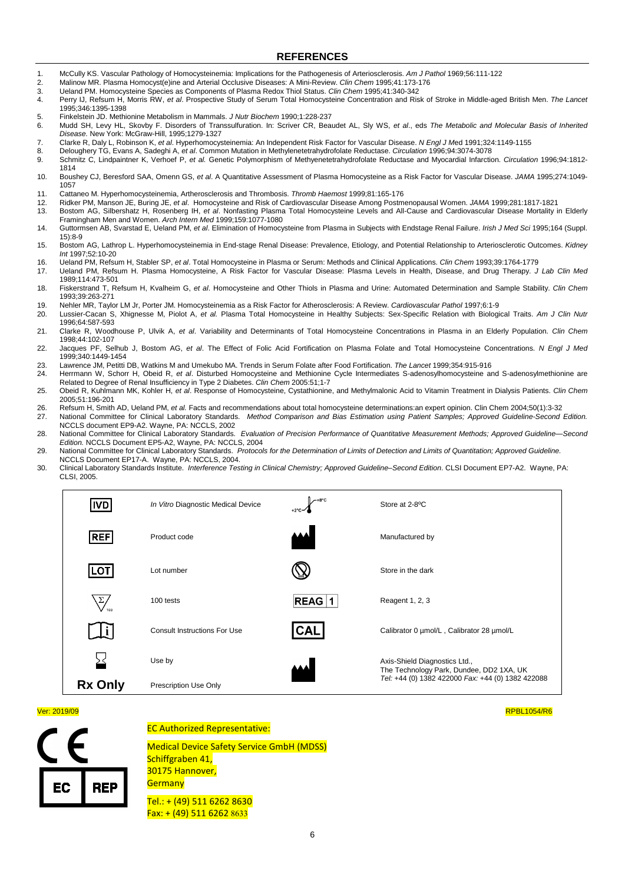## REFERENCES

1. McCully KS. Vascular Pathology of Homocysteinemia: Implications for the Pathogenesis of Arteriosclerosis. *Am J Pathol* 1969;56:111-122
2. Malinow MR. Plasma Homocyst(e)ine and Arterial Occlusive Diseases: A Mini-Review. *Clin Chem* 1995;41:173-176
3. Ueland PM. Homocysteine Species as Components of Plasma Redox Thiol Status. *Clin Chem* 1995;41:340-342
4. Perry IJ, Refsum H, Morris RW, *et al*. Prospective Study of Serum Total Homocysteine Concentration and Risk of Stroke in Middle-aged British Men. *The Lancet* 1995;346:1395-1398
5. Finkelstein JD. Methionine Metabolism in Mammals. *J Nutr Biochem* 1990;1:228-237
6. Mudd SH, Levy HL, Skovby F. Disorders of Transsulfuration. In: Scriver CR, Beaudet AL, Sly WS, *et al*., eds *The Metabolic and Molecular Basis of Inherited Disease.* New York: McGraw-Hill, 1995;1279-1327
7. Clarke R, Daly L, Robinson K, *et al*. Hyperhomocysteinemia: An Independent Risk Factor for Vascular Disease. *N Engl J Med* 1991;324:1149-1155
8. Deloughery TG, Evans A, Sadeghi A, *et al*. Common Mutation in Methylenetetrahydrofolate Reductase. *Circulation* 1996;94:3074-3078
9. Schmitz C, Lindpaintner K, Verhoef P, *et al.* Genetic Polymorphism of Methyenetetrahydrofolate Reductase and Myocardial Infarction. *Circulation* 1996;94:1812-1814
10. Boushey CJ, Beresford SAA, Omenn GS, *et al*. A Quantitative Assessment of Plasma Homocysteine as a Risk Factor for Vascular Disease. *JAMA* 1995;274:1049-1057
11. Cattaneo M. Hyperhomocysteinemia, Artherosclerosis and Thrombosis. *Thromb Haemost* 1999;81:165-176
12. Ridker PM, Manson JE, Buring JE, *et al*. Homocysteine and Risk of Cardiovascular Disease Among Postmenopausal Women. *JAMA* 1999;281:1817-1821
13. Bostom AG, Silbershatz H, Rosenberg IH, *et al*. Nonfasting Plasma Total Homocysteine Levels and All-Cause and Cardiovascular Disease Mortality in Elderly Framingham Men and Women. *Arch Intern Med* 1999;159:1077-1080
14. Guttormsen AB, Svarstad E, Ueland PM, *et al*. Elimination of Homocysteine from Plasma in Subjects with Endstage Renal Failure. *Irish J Med Sci* 1995;164 (Suppl. 15):8-9
15. Bostom AG, Lathrop L. Hyperhomocysteinemia in End-stage Renal Disease: Prevalence, Etiology, and Potential Relationship to Arteriosclerotic Outcomes. *Kidney Int* 1997;52:10-20
16. Ueland PM, Refsum H, Stabler SP, *et al*. Total Homocysteine in Plasma or Serum: Methods and Clinical Applications. *Clin Chem* 1993;39:1764-1779
17. Ueland PM, Refsum H. Plasma Homocysteine, A Risk Factor for Vascular Disease: Plasma Levels in Health, Disease, and Drug Therapy. *J Lab Clin Med* 1989;114:473-501
18. Fiskerstrand T, Refsum H, Kvalheim G, *et al*. Homocysteine and Other Thiols in Plasma and Urine: Automated Determination and Sample Stability. *Clin Chem* 1993;39:263-271
19. Nehler MR, Taylor LM Jr, Porter JM. Homocysteinemia as a Risk Factor for Atherosclerosis: A Review. *Cardiovascular Pathol* 1997;6:1-9
20. Lussier-Cacan S, Xhignesse M, Piolot A, *et al.* Plasma Total Homocysteine in Healthy Subjects: Sex-Specific Relation with Biological Traits. *Am J Clin Nutr* 1996;64:587-593
21. Clarke R, Woodhouse P, Ulvik A, *et al*. Variability and Determinants of Total Homocysteine Concentrations in Plasma in an Elderly Population. *Clin Chem* 1998;44:102-107
22. Jacques PF, Selhub J, Bostom AG, *et al*. The Effect of Folic Acid Fortification on Plasma Folate and Total Homocysteine Concentrations. *N Engl J Med* 1999;340:1449-1454
23. Lawrence JM, Petitti DB, Watkins M and Umekubo MA. Trends in Serum Folate after Food Fortification. *The Lancet* 1999;354:915-916
24. Herrmann W, Schorr H, Obeid R, *et al*. Disturbed Homocysteine and Methionine Cycle Intermediates S-adenosylhomocysteine and S-adenosylmethionine are Related to Degree of Renal Insufficiency in Type 2 Diabetes. *Clin Chem* 2005:51;1-7
25. Obeid R, Kuhlmann MK, Kohler H, *et al*. Response of Homocysteine, Cystathionine, and Methylmalonic Acid to Vitamin Treatment in Dialysis Patients. *Clin Chem* 2005;51:196-201
26. Refsum H, Smith AD, Ueland PM, *et al.* Facts and recommendations about total homocysteine determinations:an expert opinion. Clin Chem 2004;50(1):3-32
27. National Committee for Clinical Laboratory Standards. *Method Comparison and Bias Estimation using Patient Samples; Approved Guideline-Second Edition.* NCCLS document EP9-A2. Wayne, PA: NCCLS, 2002
28. National Committee for Clinical Laboratory Standards. *Evaluation of Precision Performance of Quantitative Measurement Methods; Approved Guideline—Second Edition.* NCCLS Document EP5-A2, Wayne, PA: NCCLS, 2004
29. National Committee for Clinical Laboratory Standards. *Protocols for the Determination of Limits of Detection and Limits of Quantitation; Approved Guideline.* NCCLS Document EP17-A. Wayne, PA: NCCLS, 2004.
30. Clinical Laboratory Standards Institute. *Interference Testing in Clinical Chemistry; Approved Guideline–Second Edition*. CLSI Document EP7-A2. Wayne, PA: CLSI, 2005.

| | | | |
|---|---|---|---|
| IVD | *In Vitro* Diagnostic Medical Device | +2°C – +8°C | Store at 2-8ºC |
| REF | Product code | | Manufactured by |
| LOT | Lot number | | Store in the dark |
| Σ 100 | 100 tests | REAG 1 | Reagent 1, 2, 3 |
| i | Consult Instructions For Use | CAL | Calibrator 0 µmol/L , Calibrator 28 µmol/L |
| | Use by | | Axis-Shield Diagnostics Ltd., The Technology Park, Dundee, DD2 1XA, UK *Tel:* +44 (0) 1382 422000 *Fax:* +44 (0) 1382 422088 |
| **Rx Only** | Prescription Use Only | | |

Ver: 2019/09

RPBL1054/R6

CE

EC REP

EC Authorized Representative:

Medical Device Safety Service GmbH (MDSS)
Schiffgraben 41,
30175 Hannover,
Germany

Tel.: + (49) 511 6262 8630
Fax: + (49) 511 6262 8633